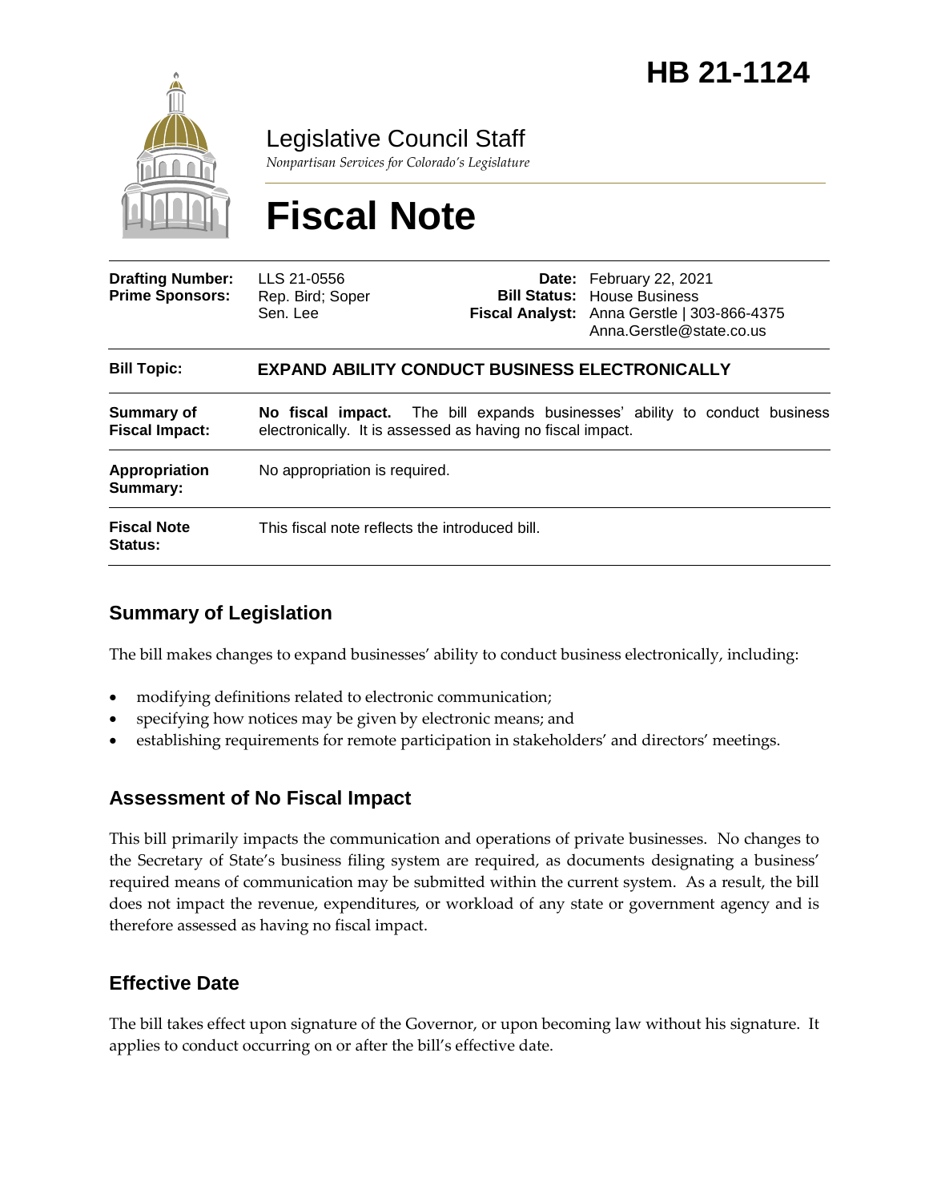# HB 21-1124

Legislative Council Staff

*Nonpartisan Services for Colorado's Legislature*

# Fiscal Note

| | | | |
|---|---|---|---|
| **Drafting Number:** | LLS 21-0556 | **Date:** | February 22, 2021 |
| **Prime Sponsors:** | Rep. Bird; Soper<br>Sen. Lee | **Bill Status:** | House Business |
| | | **Fiscal Analyst:** | Anna Gerstle \| 303-866-4375<br>Anna.Gerstle@state.co.us |

| | |
|---|---|
| **Bill Topic:** | **EXPAND ABILITY CONDUCT BUSINESS ELECTRONICALLY** |
| **Summary of Fiscal Impact:** | **No fiscal impact.** The bill expands businesses' ability to conduct business electronically. It is assessed as having no fiscal impact. |
| **Appropriation Summary:** | No appropriation is required. |
| **Fiscal Note Status:** | This fiscal note reflects the introduced bill. |

## Summary of Legislation

The bill makes changes to expand businesses' ability to conduct business electronically, including:

- modifying definitions related to electronic communication;
- specifying how notices may be given by electronic means; and
- establishing requirements for remote participation in stakeholders' and directors' meetings.

## Assessment of No Fiscal Impact

This bill primarily impacts the communication and operations of private businesses. No changes to the Secretary of State's business filing system are required, as documents designating a business' required means of communication may be submitted within the current system. As a result, the bill does not impact the revenue, expenditures, or workload of any state or government agency and is therefore assessed as having no fiscal impact.

## Effective Date

The bill takes effect upon signature of the Governor, or upon becoming law without his signature. It applies to conduct occurring on or after the bill's effective date.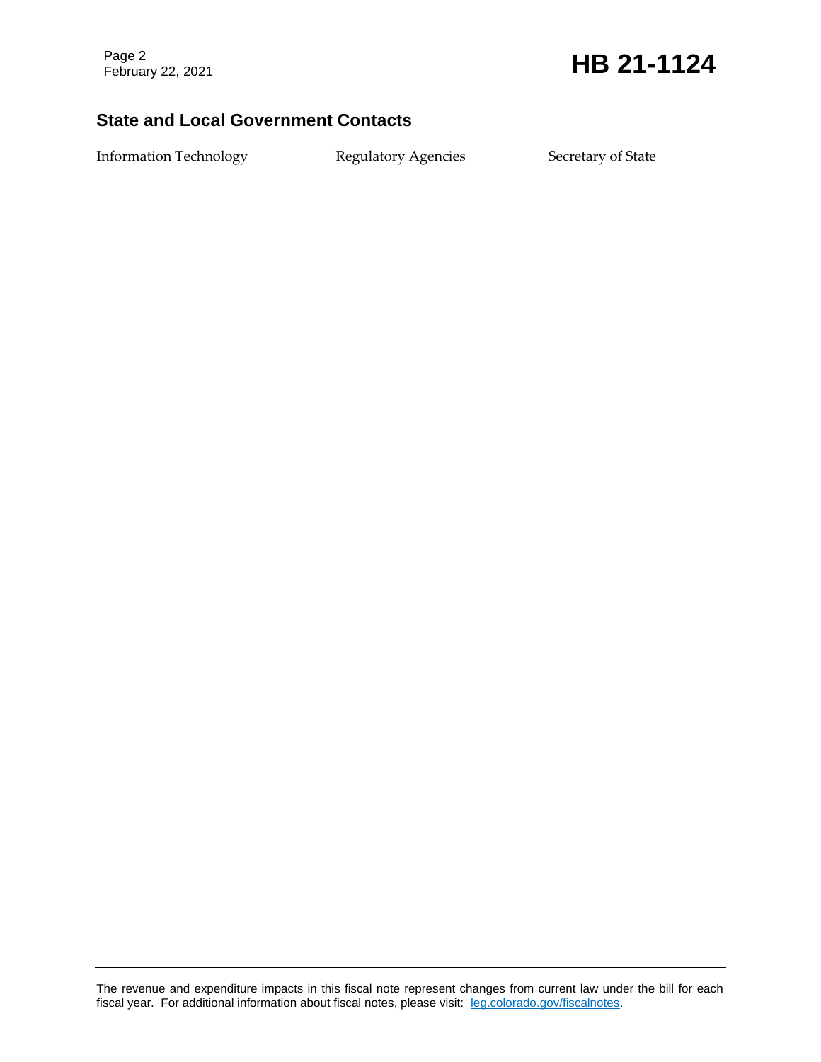## State and Local Government Contacts

Information Technology    Regulatory Agencies    Secretary of State

The revenue and expenditure impacts in this fiscal note represent changes from current law under the bill for each fiscal year. For additional information about fiscal notes, please visit: leg.colorado.gov/fiscalnotes.